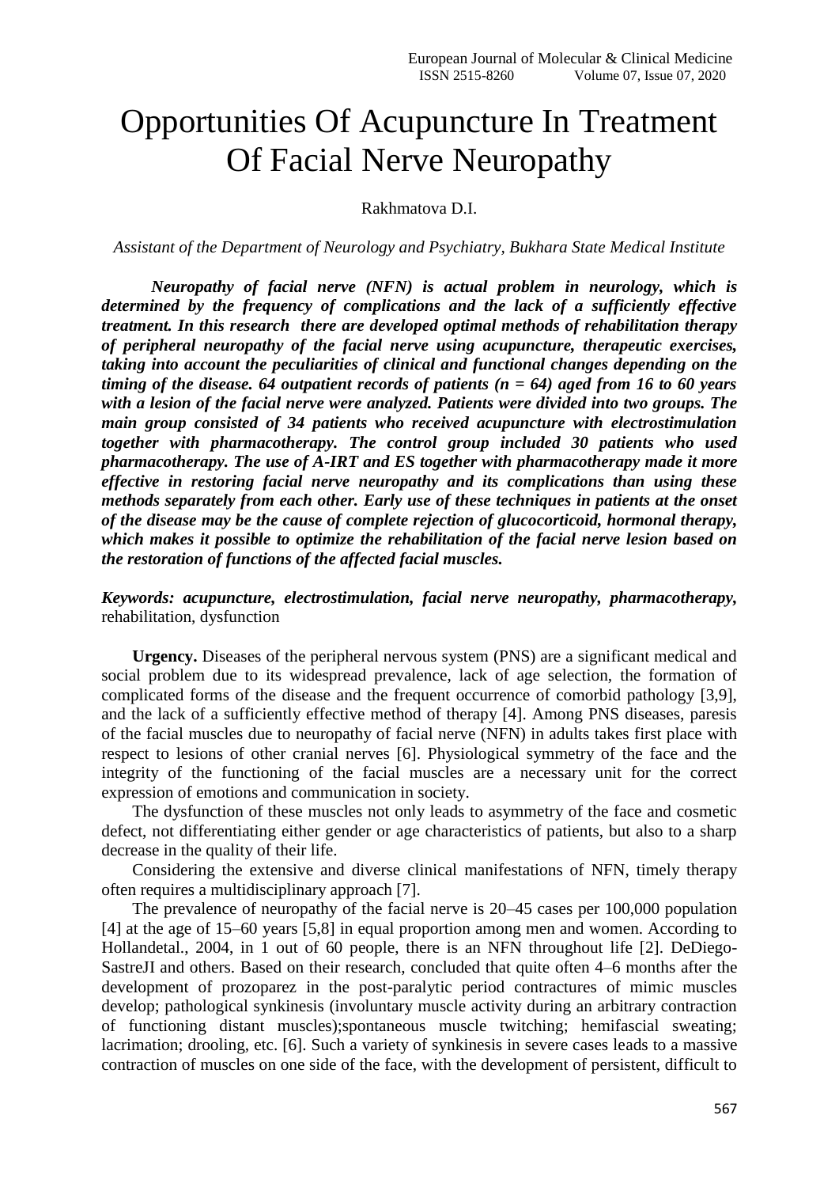# Opportunities Of Acupuncture In Treatment Of Facial Nerve Neuropathy

Rakhmatova D.I.

*Assistant of the Department of Neurology and Psychiatry, Bukhara State Medical Institute*

***Neuropathy of facial nerve (NFN) is actual problem in neurology, which is determined by the frequency of complications and the lack of a sufficiently effective treatment. In this research there are developed optimal methods of rehabilitation therapy of peripheral neuropathy of the facial nerve using acupuncture, therapeutic exercises, taking into account the peculiarities of clinical and functional changes depending on the timing of the disease. 64 outpatient records of patients (n = 64) aged from 16 to 60 years with a lesion of the facial nerve were analyzed. Patients were divided into two groups. The main group consisted of 34 patients who received acupuncture with electrostimulation together with pharmacotherapy. The control group included 30 patients who used pharmacotherapy. The use of A-IRT and ES together with pharmacotherapy made it more effective in restoring facial nerve neuropathy and its complications than using these methods separately from each other. Early use of these techniques in patients at the onset of the disease may be the cause of complete rejection of glucocorticoid, hormonal therapy, which makes it possible to optimize the rehabilitation of the facial nerve lesion based on the restoration of functions of the affected facial muscles.***

***Keywords: acupuncture, electrostimulation, facial nerve neuropathy, pharmacotherapy,*** rehabilitation, dysfunction

**Urgency.** Diseases of the peripheral nervous system (PNS) are a significant medical and social problem due to its widespread prevalence, lack of age selection, the formation of complicated forms of the disease and the frequent occurrence of comorbid pathology [3,9], and the lack of a sufficiently effective method of therapy [4]. Among PNS diseases, paresis of the facial muscles due to neuropathy of facial nerve (NFN) in adults takes first place with respect to lesions of other cranial nerves [6]. Physiological symmetry of the face and the integrity of the functioning of the facial muscles are a necessary unit for the correct expression of emotions and communication in society.

The dysfunction of these muscles not only leads to asymmetry of the face and cosmetic defect, not differentiating either gender or age characteristics of patients, but also to a sharp decrease in the quality of their life.

Considering the extensive and diverse clinical manifestations of NFN, timely therapy often requires a multidisciplinary approach [7].

The prevalence of neuropathy of the facial nerve is 20–45 cases per 100,000 population [4] at the age of 15–60 years [5,8] in equal proportion among men and women. According to Hollandetal., 2004, in 1 out of 60 people, there is an NFN throughout life [2]. DeDiego-SastreJI and others. Based on their research, concluded that quite often 4–6 months after the development of prozoparez in the post-paralytic period contractures of mimic muscles develop; pathological synkinesis (involuntary muscle activity during an arbitrary contraction of functioning distant muscles);spontaneous muscle twitching; hemifascial sweating; lacrimation; drooling, etc. [6]. Such a variety of synkinesis in severe cases leads to a massive contraction of muscles on one side of the face, with the development of persistent, difficult to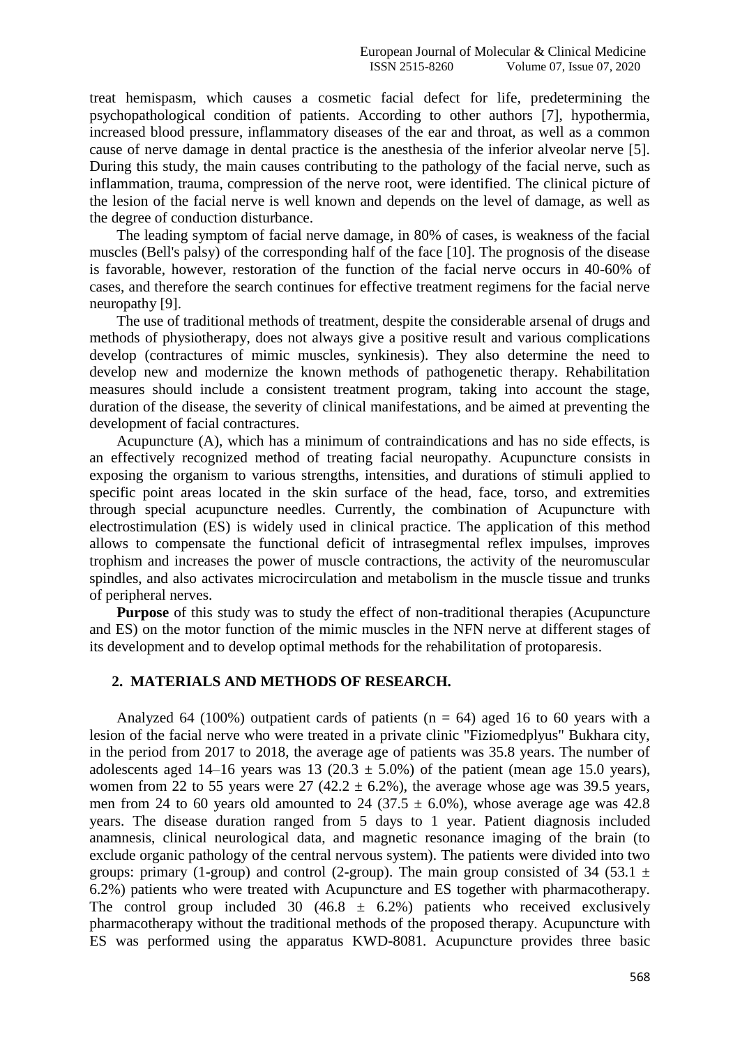treat hemispasm, which causes a cosmetic facial defect for life, predetermining the psychopathological condition of patients. According to other authors [7], hypothermia, increased blood pressure, inflammatory diseases of the ear and throat, as well as a common cause of nerve damage in dental practice is the anesthesia of the inferior alveolar nerve [5]. During this study, the main causes contributing to the pathology of the facial nerve, such as inflammation, trauma, compression of the nerve root, were identified. The clinical picture of the lesion of the facial nerve is well known and depends on the level of damage, as well as the degree of conduction disturbance.

The leading symptom of facial nerve damage, in 80% of cases, is weakness of the facial muscles (Bell's palsy) of the corresponding half of the face [10]. The prognosis of the disease is favorable, however, restoration of the function of the facial nerve occurs in 40-60% of cases, and therefore the search continues for effective treatment regimens for the facial nerve neuropathy [9].

The use of traditional methods of treatment, despite the considerable arsenal of drugs and methods of physiotherapy, does not always give a positive result and various complications develop (contractures of mimic muscles, synkinesis). They also determine the need to develop new and modernize the known methods of pathogenetic therapy. Rehabilitation measures should include a consistent treatment program, taking into account the stage, duration of the disease, the severity of clinical manifestations, and be aimed at preventing the development of facial contractures.

Acupuncture (A), which has a minimum of contraindications and has no side effects, is an effectively recognized method of treating facial neuropathy. Acupuncture consists in exposing the organism to various strengths, intensities, and durations of stimuli applied to specific point areas located in the skin surface of the head, face, torso, and extremities through special acupuncture needles. Currently, the combination of Acupuncture with electrostimulation (ES) is widely used in clinical practice. The application of this method allows to compensate the functional deficit of intrasegmental reflex impulses, improves trophism and increases the power of muscle contractions, the activity of the neuromuscular spindles, and also activates microcirculation and metabolism in the muscle tissue and trunks of peripheral nerves.

**Purpose** of this study was to study the effect of non-traditional therapies (Acupuncture and ES) on the motor function of the mimic muscles in the NFN nerve at different stages of its development and to develop optimal methods for the rehabilitation of protoparesis.

## 2. MATERIALS AND METHODS OF RESEARCH.

Analyzed 64 (100%) outpatient cards of patients ($n = 64$) aged 16 to 60 years with a lesion of the facial nerve who were treated in a private clinic "Fiziomedplyus" Bukhara city, in the period from 2017 to 2018, the average age of patients was 35.8 years. The number of adolescents aged 14–16 years was 13 ($20.3 \pm 5.0\%$) of the patient (mean age 15.0 years), women from 22 to 55 years were 27 ($42.2 \pm 6.2\%$), the average whose age was 39.5 years, men from 24 to 60 years old amounted to 24 ($37.5 \pm 6.0\%$), whose average age was 42.8 years. The disease duration ranged from 5 days to 1 year. Patient diagnosis included anamnesis, clinical neurological data, and magnetic resonance imaging of the brain (to exclude organic pathology of the central nervous system). The patients were divided into two groups: primary (1-group) and control (2-group). The main group consisted of 34 ($53.1 \pm 6.2\%$) patients who were treated with Acupuncture and ES together with pharmacotherapy. The control group included 30 ($46.8 \pm 6.2\%$) patients who received exclusively pharmacotherapy without the traditional methods of the proposed therapy. Acupuncture with ES was performed using the apparatus KWD-8081. Acupuncture provides three basic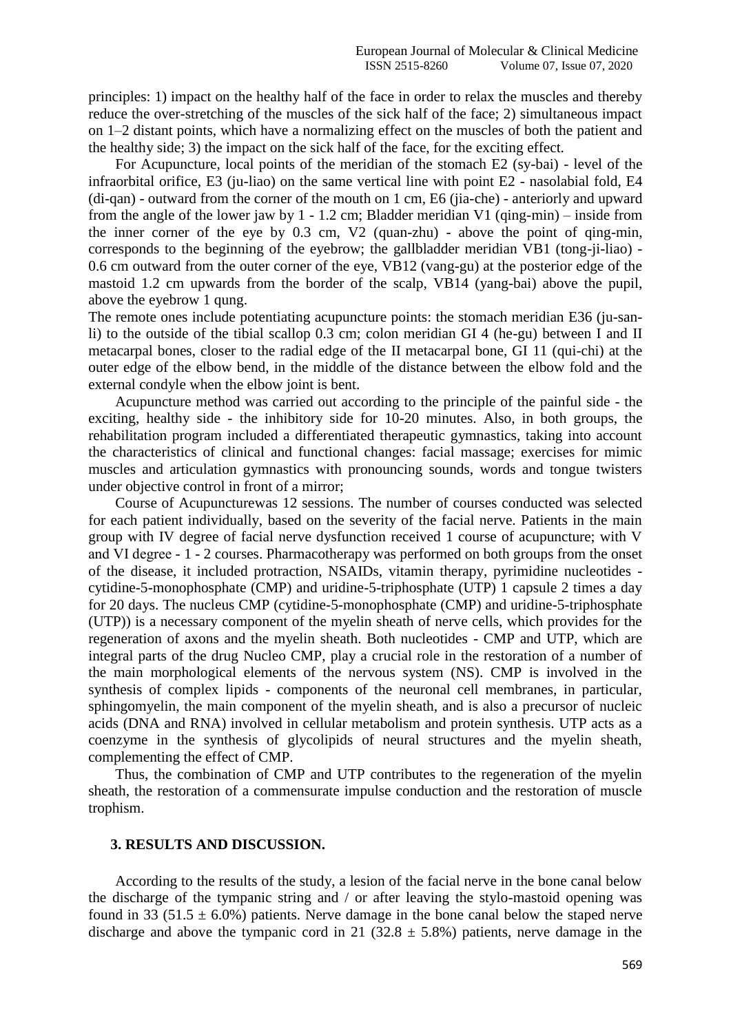principles: 1) impact on the healthy half of the face in order to relax the muscles and thereby reduce the over-stretching of the muscles of the sick half of the face; 2) simultaneous impact on 1–2 distant points, which have a normalizing effect on the muscles of both the patient and the healthy side; 3) the impact on the sick half of the face, for the exciting effect.

For Acupuncture, local points of the meridian of the stomach E2 (sy-bai) - level of the infraorbital orifice, E3 (ju-liao) on the same vertical line with point E2 - nasolabial fold, E4 (di-qan) - outward from the corner of the mouth on 1 cm, E6 (jia-che) - anteriorly and upward from the angle of the lower jaw by 1 - 1.2 cm; Bladder meridian V1 (qing-min) – inside from the inner corner of the eye by 0.3 cm, V2 (quan-zhu) - above the point of qing-min, corresponds to the beginning of the eyebrow; the gallbladder meridian VB1 (tong-ji-liao) - 0.6 cm outward from the outer corner of the eye, VB12 (vang-gu) at the posterior edge of the mastoid 1.2 cm upwards from the border of the scalp, VB14 (yang-bai) above the pupil, above the eyebrow 1 qung.

The remote ones include potentiating acupuncture points: the stomach meridian E36 (ju-san-li) to the outside of the tibial scallop 0.3 cm; colon meridian GI 4 (he-gu) between I and II metacarpal bones, closer to the radial edge of the II metacarpal bone, GI 11 (qui-chi) at the outer edge of the elbow bend, in the middle of the distance between the elbow fold and the external condyle when the elbow joint is bent.

Acupuncture method was carried out according to the principle of the painful side - the exciting, healthy side - the inhibitory side for 10-20 minutes. Also, in both groups, the rehabilitation program included a differentiated therapeutic gymnastics, taking into account the characteristics of clinical and functional changes: facial massage; exercises for mimic muscles and articulation gymnastics with pronouncing sounds, words and tongue twisters under objective control in front of a mirror;

Course of Acupuncturewas 12 sessions. The number of courses conducted was selected for each patient individually, based on the severity of the facial nerve. Patients in the main group with IV degree of facial nerve dysfunction received 1 course of acupuncture; with V and VI degree - 1 - 2 courses. Pharmacotherapy was performed on both groups from the onset of the disease, it included protraction, NSAIDs, vitamin therapy, pyrimidine nucleotides - cytidine-5-monophosphate (CMP) and uridine-5-triphosphate (UTP) 1 capsule 2 times a day for 20 days. The nucleus CMP (cytidine-5-monophosphate (CMP) and uridine-5-triphosphate (UTP)) is a necessary component of the myelin sheath of nerve cells, which provides for the regeneration of axons and the myelin sheath. Both nucleotides - CMP and UTP, which are integral parts of the drug Nucleo CMP, play a crucial role in the restoration of a number of the main morphological elements of the nervous system (NS). CMP is involved in the synthesis of complex lipids - components of the neuronal cell membranes, in particular, sphingomyelin, the main component of the myelin sheath, and is also a precursor of nucleic acids (DNA and RNA) involved in cellular metabolism and protein synthesis. UTP acts as a coenzyme in the synthesis of glycolipids of neural structures and the myelin sheath, complementing the effect of CMP.

Thus, the combination of CMP and UTP contributes to the regeneration of the myelin sheath, the restoration of a commensurate impulse conduction and the restoration of muscle trophism.

## 3. RESULTS AND DISCUSSION.

According to the results of the study, a lesion of the facial nerve in the bone canal below the discharge of the tympanic string and / or after leaving the stylo-mastoid opening was found in 33 ($51.5 \pm 6.0\%$) patients. Nerve damage in the bone canal below the staped nerve discharge and above the tympanic cord in 21 ($32.8 \pm 5.8\%$) patients, nerve damage in the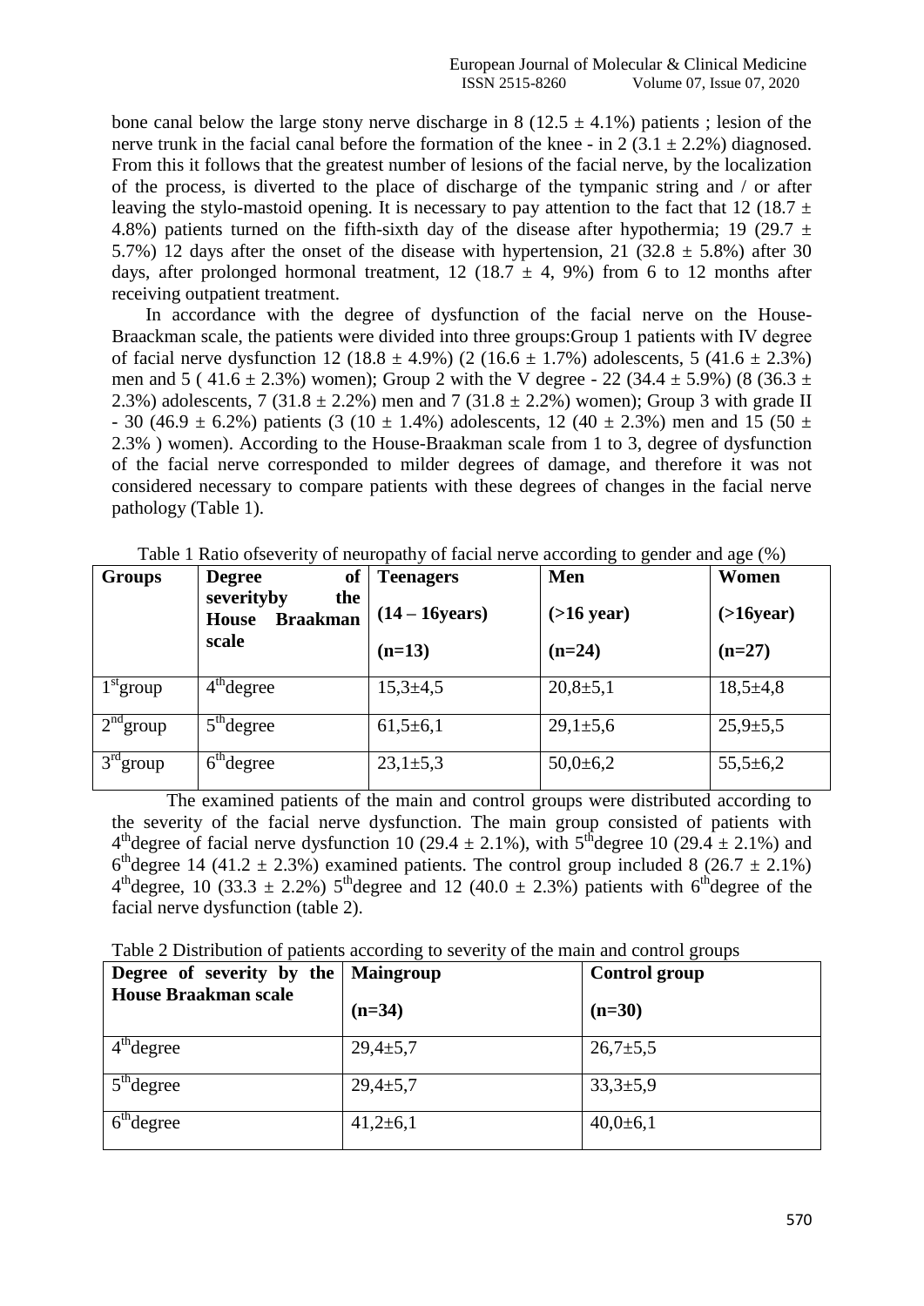bone canal below the large stony nerve discharge in 8 ($12.5 \pm 4.1\%$) patients ; lesion of the nerve trunk in the facial canal before the formation of the knee - in 2 ($3.1 \pm 2.2\%$) diagnosed. From this it follows that the greatest number of lesions of the facial nerve, by the localization of the process, is diverted to the place of discharge of the tympanic string and / or after leaving the stylo-mastoid opening. It is necessary to pay attention to the fact that 12 ($18.7 \pm 4.8\%$) patients turned on the fifth-sixth day of the disease after hypothermia; 19 ($29.7 \pm 5.7\%$) 12 days after the onset of the disease with hypertension, 21 ($32.8 \pm 5.8\%$) after 30 days, after prolonged hormonal treatment, 12 ($18.7 \pm 4, 9\%$) from 6 to 12 months after receiving outpatient treatment.

In accordance with the degree of dysfunction of the facial nerve on the House-Braackman scale, the patients were divided into three groups:Group 1 patients with IV degree of facial nerve dysfunction 12 ($18.8 \pm 4.9\%$) (2 ($16.6 \pm 1.7\%$) adolescents, 5 ($41.6 \pm 2.3\%$) men and 5 ( $41.6 \pm 2.3\%$) women); Group 2 with the V degree - 22 ($34.4 \pm 5.9\%$) (8 ($36.3 \pm 2.3\%$) adolescents, 7 ($31.8 \pm 2.2\%$) men and 7 ($31.8 \pm 2.2\%$) women); Group 3 with grade II - 30 ($46.9 \pm 6.2\%$) patients (3 ($10 \pm 1.4\%$) adolescents, 12 ($40 \pm 2.3\%$) men and 15 ($50 \pm 2.3\%$ ) women). According to the House-Braakman scale from 1 to 3, degree of dysfunction of the facial nerve corresponded to milder degrees of damage, and therefore it was not considered necessary to compare patients with these degrees of changes in the facial nerve pathology (Table 1).

Table 1 Ratio ofseverity of neuropathy of facial nerve according to gender and age (%)

| Groups | Degree of severityby the House Braakman scale | Teenagers (14 – 16years) (n=13) | Men (>16 year) (n=24) | Women (>16year) (n=27) |
|---|---|---|---|---|
| 1st group | 4th degree | 15,3±4,5 | 20,8±5,1 | 18,5±4,8 |
| 2nd group | 5th degree | 61,5±6,1 | 29,1±5,6 | 25,9±5,5 |
| 3rd group | 6th degree | 23,1±5,3 | 50,0±6,2 | 55,5±6,2 |

The examined patients of the main and control groups were distributed according to the severity of the facial nerve dysfunction. The main group consisted of patients with 4th degree of facial nerve dysfunction 10 ($29.4 \pm 2.1\%$), with 5th degree 10 ($29.4 \pm 2.1\%$) and 6th degree 14 ($41.2 \pm 2.3\%$) examined patients. The control group included 8 ($26.7 \pm 2.1\%$) 4th degree, 10 ($33.3 \pm 2.2\%$) 5th degree and 12 ($40.0 \pm 2.3\%$) patients with 6th degree of the facial nerve dysfunction (table 2).

Table 2 Distribution of patients according to severity of the main and control groups

| Degree of severity by the House Braakman scale | Maingroup (n=34) | Control group (n=30) |
|---|---|---|
| 4th degree | 29,4±5,7 | 26,7±5,5 |
| 5th degree | 29,4±5,7 | 33,3±5,9 |
| 6th degree | 41,2±6,1 | 40,0±6,1 |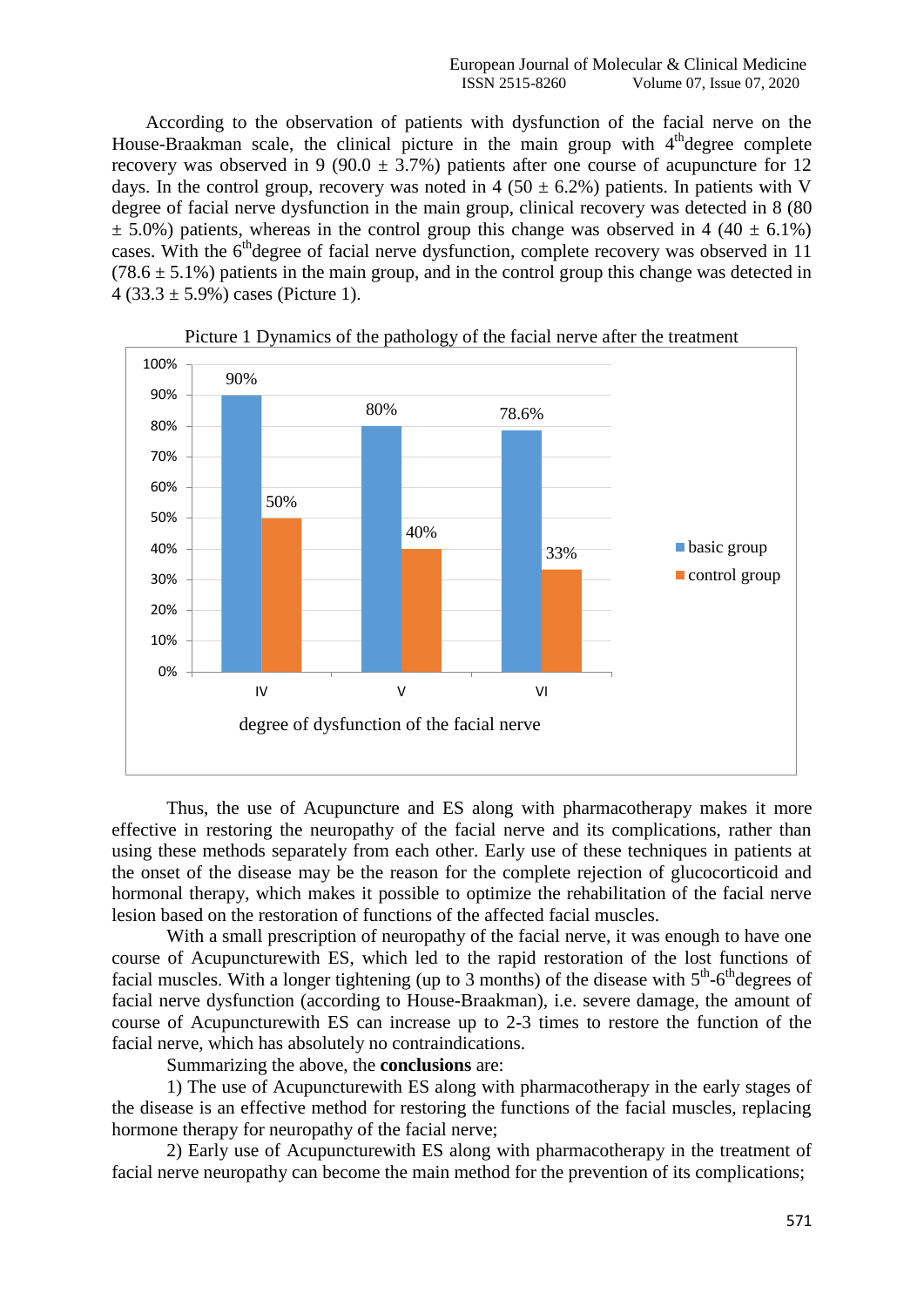According to the observation of patients with dysfunction of the facial nerve on the House-Braakman scale, the clinical picture in the main group with 4[th] degree complete recovery was observed in 9 (90.0 ± 3.7%) patients after one course of acupuncture for 12 days. In the control group, recovery was noted in 4 (50 ± 6.2%) patients. In patients with V degree of facial nerve dysfunction in the main group, clinical recovery was detected in 8 (80 ± 5.0%) patients, whereas in the control group this change was observed in 4 (40 ± 6.1%) cases. With the 6[th] degree of facial nerve dysfunction, complete recovery was observed in 11 (78.6 ± 5.1%) patients in the main group, and in the control group this change was detected in 4 (33.3 ± 5.9%) cases (Picture 1).

Picture 1 Dynamics of the pathology of the facial nerve after the treatment

| degree of dysfunction of the facial nerve | basic group | control group |
|---|---|---|
| IV | 90% | 50% |
| V | 80% | 40% |
| VI | 78.6% | 33% |

Thus, the use of Acupuncture and ES along with pharmacotherapy makes it more effective in restoring the neuropathy of the facial nerve and its complications, rather than using these methods separately from each other. Early use of these techniques in patients at the onset of the disease may be the reason for the complete rejection of glucocorticoid and hormonal therapy, which makes it possible to optimize the rehabilitation of the facial nerve lesion based on the restoration of functions of the affected facial muscles.

With a small prescription of neuropathy of the facial nerve, it was enough to have one course of Acupuncturewith ES, which led to the rapid restoration of the lost functions of facial muscles. With a longer tightening (up to 3 months) of the disease with 5[th]-6[th] degrees of facial nerve dysfunction (according to House-Braakman), i.e. severe damage, the amount of course of Acupuncturewith ES can increase up to 2-3 times to restore the function of the facial nerve, which has absolutely no contraindications.

Summarizing the above, the **conclusions** are:

1) The use of Acupuncturewith ES along with pharmacotherapy in the early stages of the disease is an effective method for restoring the functions of the facial muscles, replacing hormone therapy for neuropathy of the facial nerve;

2) Early use of Acupuncturewith ES along with pharmacotherapy in the treatment of facial nerve neuropathy can become the main method for the prevention of its complications;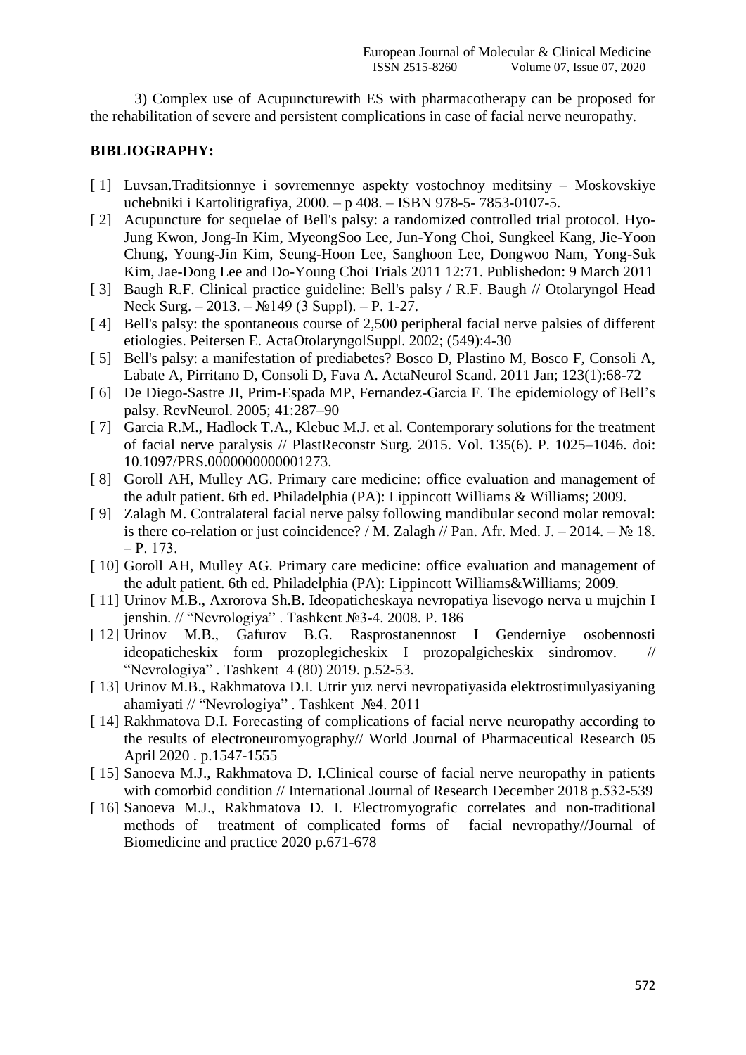3) Complex use of Acupuncturewith ES with pharmacotherapy can be proposed for the rehabilitation of severe and persistent complications in case of facial nerve neuropathy.

## BIBLIOGRAPHY:

[ 1] Luvsan.Traditsionnye i sovremennye aspekty vostochnoy meditsiny – Moskovskiye uchebniki i Kartolitigrafiya, 2000. – p 408. – ISBN 978-5- 7853-0107-5.

[ 2] Acupuncture for sequelae of Bell's palsy: a randomized controlled trial protocol. Hyo-Jung Kwon, Jong-In Kim, MyeongSoo Lee, Jun-Yong Choi, Sungkeel Kang, Jie-Yoon Chung, Young-Jin Kim, Seung-Hoon Lee, Sanghoon Lee, Dongwoo Nam, Yong-Suk Kim, Jae-Dong Lee and Do-Young Choi Trials 2011 12:71. Publishedon: 9 March 2011

[ 3] Baugh R.F. Clinical practice guideline: Bell's palsy / R.F. Baugh // Otolaryngol Head Neck Surg. – 2013. – №149 (3 Suppl). – P. 1-27.

[ 4] Bell's palsy: the spontaneous course of 2,500 peripheral facial nerve palsies of different etiologies. Peitersen E. ActaOtolaryngolSuppl. 2002; (549):4-30

[ 5] Bell's palsy: a manifestation of prediabetes? Bosco D, Plastino M, Bosco F, Consoli A, Labate A, Pirritano D, Consoli D, Fava A. ActaNeurol Scand. 2011 Jan; 123(1):68-72

[ 6] De Diego-Sastre JI, Prim-Espada MP, Fernandez-Garcia F. The epidemiology of Bell's palsy. RevNeurol. 2005; 41:287–90

[ 7] Garcia R.M., Hadlock T.A., Klebuc M.J. et al. Contemporary solutions for the treatment of facial nerve paralysis // PlastReconstr Surg. 2015. Vol. 135(6). P. 1025–1046. doi: 10.1097/PRS.0000000000001273.

[ 8] Goroll AH, Mulley AG. Primary care medicine: office evaluation and management of the adult patient. 6th ed. Philadelphia (PA): Lippincott Williams & Williams; 2009.

[ 9] Zalagh M. Contralateral facial nerve palsy following mandibular second molar removal: is there co-relation or just coincidence? / M. Zalagh // Pan. Afr. Med. J. – 2014. – № 18. – P. 173.

[ 10] Goroll AH, Mulley AG. Primary care medicine: office evaluation and management of the adult patient. 6th ed. Philadelphia (PA): Lippincott Williams&Williams; 2009.

[ 11] Urinov M.B., Axrorova Sh.B. Ideopaticheskaya nevropatiya lisevogo nerva u mujchin I jenshin. // "Nevrologiya" . Tashkent №3-4. 2008. P. 186

[ 12] Urinov M.B., Gafurov B.G. Rasprostanennost I Genderniye osobennosti ideopaticheskix form prozoplegicheskix I prozopalgicheskix sindromov. // "Nevrologiya" . Tashkent 4 (80) 2019. p.52-53.

[ 13] Urinov M.B., Rakhmatova D.I. Utrir yuz nervi nevropatiyasida elektrostimulyasiyaning ahamiyati // "Nevrologiya" . Tashkent №4. 2011

[ 14] Rakhmatova D.I. Forecasting of complications of facial nerve neuropathy according to the results of electroneuromyography// World Journal of Pharmaceutical Research 05 April 2020 . p.1547-1555

[ 15] Sanoeva M.J., Rakhmatova D. I.Clinical course of facial nerve neuropathy in patients with comorbid condition // International Journal of Research December 2018 p.532-539

[ 16] Sanoeva M.J., Rakhmatova D. I. Electromyografic correlates and non-traditional methods of treatment of complicated forms of facial nevropathy//Journal of Biomedicine and practice 2020 p.671-678